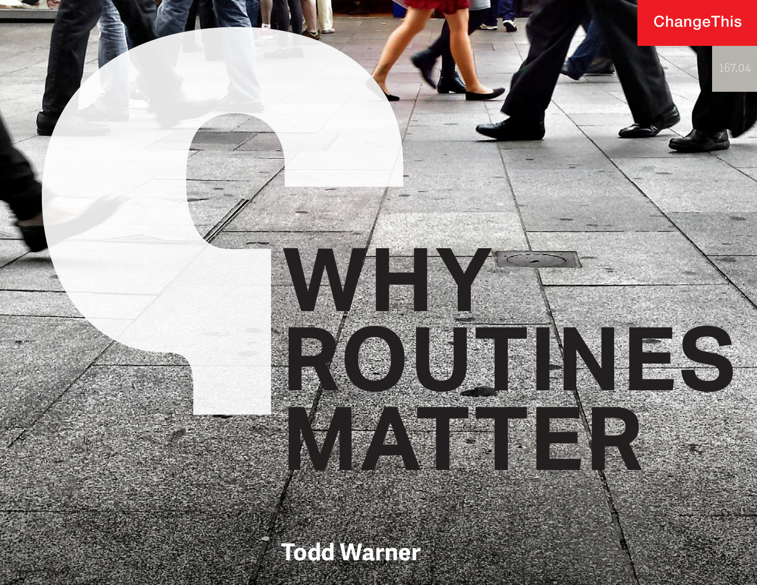# WHY ROUTINES MATTER

**Todd Warner**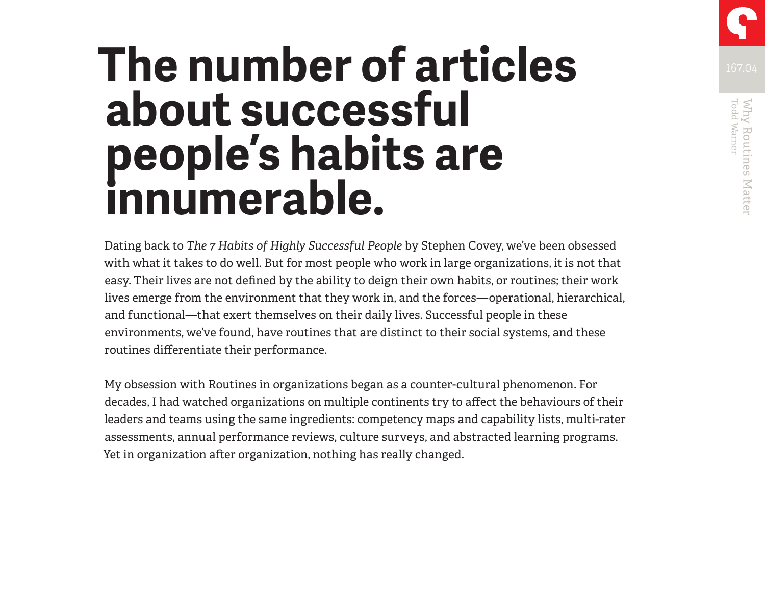# The number of articles about successful people's habits are innumerable.

Dating back to *The 7 Habits of Highly Successful People* by Stephen Covey, we've been obsessed with what it takes to do well. But for most people who work in large organizations, it is not that easy. Their lives are not defined by the ability to deign their own habits, or routines; their work lives emerge from the environment that they work in, and the forces—operational, hierarchical, and functional—that exert themselves on their daily lives. Successful people in these environments, we've found, have routines that are distinct to their social systems, and these routines differentiate their performance.

My obsession with Routines in organizations began as a counter-cultural phenomenon. For decades, I had watched organizations on multiple continents try to affect the behaviours of their leaders and teams using the same ingredients: competency maps and capability lists, multi-rater assessments, annual performance reviews, culture surveys, and abstracted learning programs. Yet in organization after organization, nothing has really changed.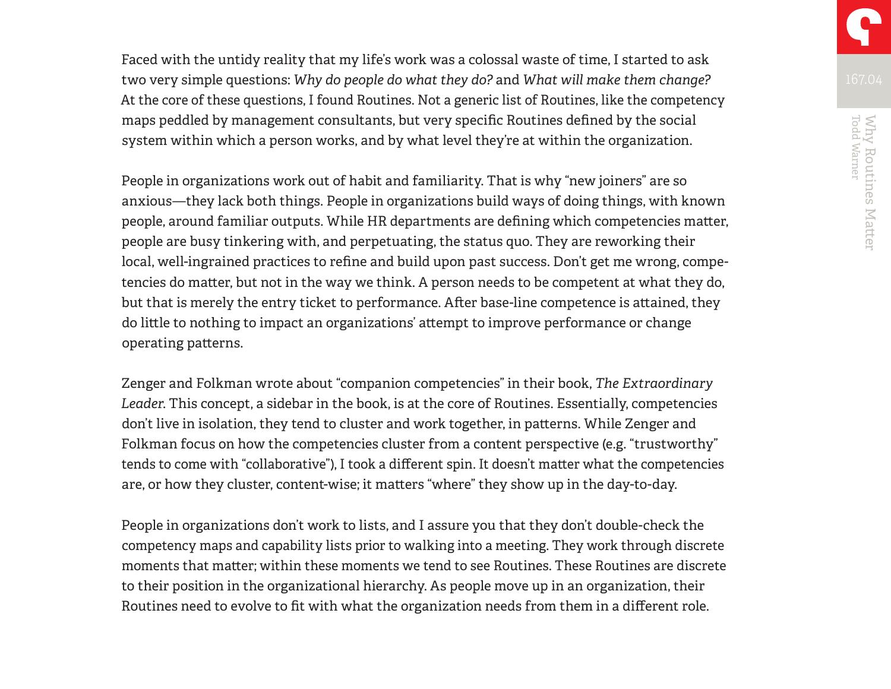Faced with the untidy reality that my life's work was a colossal waste of time, I started to ask two very simple questions: *Why do people do what they do?* and *What will make them change?* At the core of these questions, I found Routines. Not a generic list of Routines, like the competency maps peddled by management consultants, but very specific Routines defined by the social system within which a person works, and by what level they're at within the organization.

People in organizations work out of habit and familiarity. That is why "new joiners" are so anxious—they lack both things. People in organizations build ways of doing things, with known people, around familiar outputs. While HR departments are defining which competencies matter, people are busy tinkering with, and perpetuating, the status quo. They are reworking their local, well-ingrained practices to refine and build upon past success. Don't get me wrong, competencies do matter, but not in the way we think. A person needs to be competent at what they do, but that is merely the entry ticket to performance. After base-line competence is attained, they do little to nothing to impact an organizations' attempt to improve performance or change operating patterns.

Zenger and Folkman wrote about "companion competencies" in their book, *The Extraordinary Leader*. This concept, a sidebar in the book, is at the core of Routines. Essentially, competencies don't live in isolation, they tend to cluster and work together, in patterns. While Zenger and Folkman focus on how the competencies cluster from a content perspective (e.g. "trustworthy" tends to come with "collaborative"), I took a different spin. It doesn't matter what the competencies are, or how they cluster, content-wise; it matters "where" they show up in the day-to-day.

People in organizations don't work to lists, and I assure you that they don't double-check the competency maps and capability lists prior to walking into a meeting. They work through discrete moments that matter; within these moments we tend to see Routines. These Routines are discrete to their position in the organizational hierarchy. As people move up in an organization, their Routines need to evolve to fit with what the organization needs from them in a different role.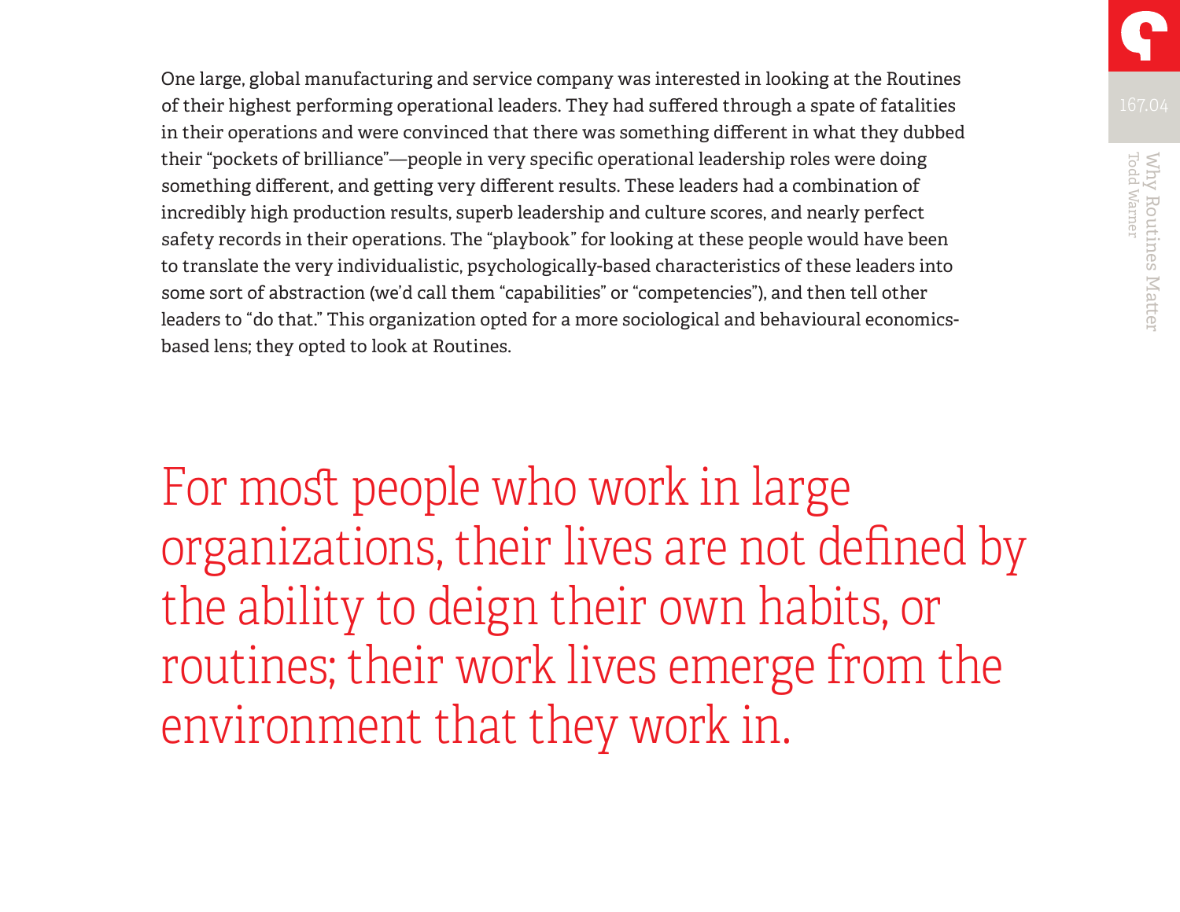One large, global manufacturing and service company was interested in looking at the Routines of their highest performing operational leaders. They had suffered through a spate of fatalities in their operations and were convinced that there was something different in what they dubbed their "pockets of brilliance"—people in very specific operational leadership roles were doing something different, and getting very different results. These leaders had a combination of incredibly high production results, superb leadership and culture scores, and nearly perfect safety records in their operations. The "playbook" for looking at these people would have been to translate the very individualistic, psychologically-based characteristics of these leaders into some sort of abstraction (we'd call them "capabilities" or "competencies"), and then tell other leaders to "do that." This organization opted for a more sociological and behavioural economics-based lens; they opted to look at Routines.

> For most people who work in large organizations, their lives are not defined by the ability to deign their own habits, or routines; their work lives emerge from the environment that they work in.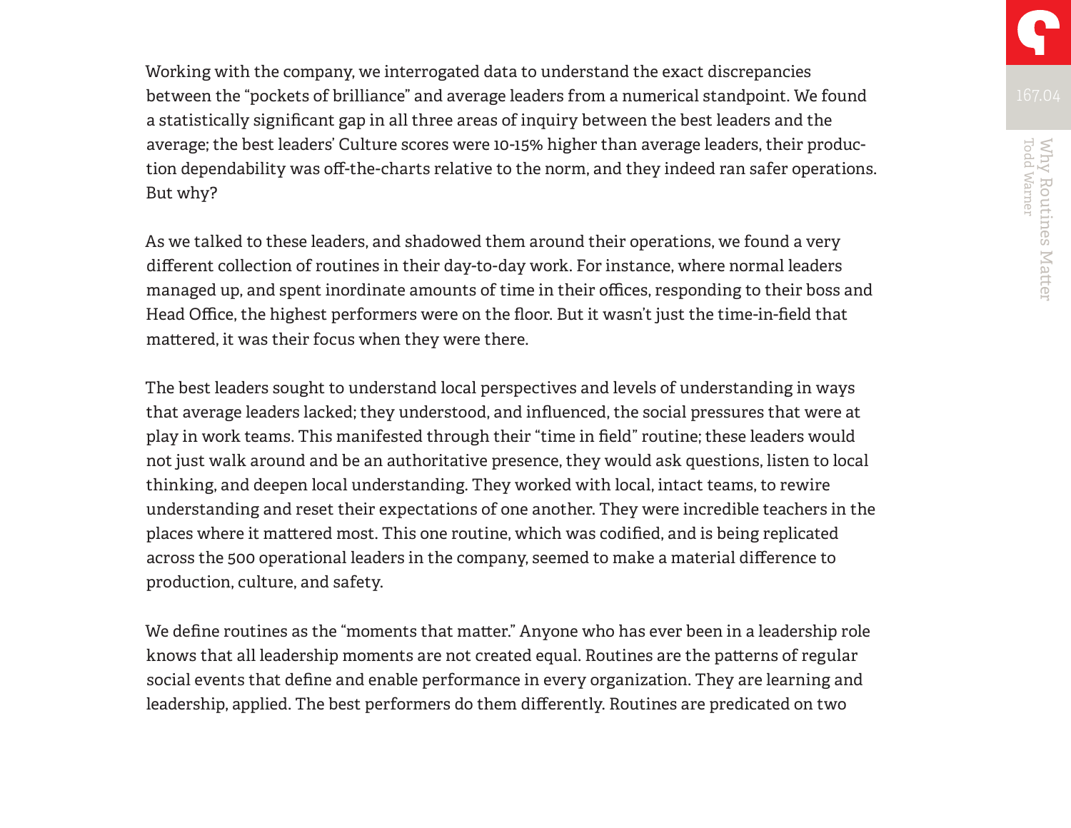Working with the company, we interrogated data to understand the exact discrepancies between the "pockets of brilliance" and average leaders from a numerical standpoint. We found a statistically significant gap in all three areas of inquiry between the best leaders and the average; the best leaders' Culture scores were 10-15% higher than average leaders, their production dependability was off-the-charts relative to the norm, and they indeed ran safer operations. But why?

As we talked to these leaders, and shadowed them around their operations, we found a very different collection of routines in their day-to-day work. For instance, where normal leaders managed up, and spent inordinate amounts of time in their offices, responding to their boss and Head Office, the highest performers were on the floor. But it wasn't just the time-in-field that mattered, it was their focus when they were there.

The best leaders sought to understand local perspectives and levels of understanding in ways that average leaders lacked; they understood, and influenced, the social pressures that were at play in work teams. This manifested through their "time in field" routine; these leaders would not just walk around and be an authoritative presence, they would ask questions, listen to local thinking, and deepen local understanding. They worked with local, intact teams, to rewire understanding and reset their expectations of one another. They were incredible teachers in the places where it mattered most. This one routine, which was codified, and is being replicated across the 500 operational leaders in the company, seemed to make a material difference to production, culture, and safety.

We define routines as the "moments that matter." Anyone who has ever been in a leadership role knows that all leadership moments are not created equal. Routines are the patterns of regular social events that define and enable performance in every organization. They are learning and leadership, applied. The best performers do them differently. Routines are predicated on two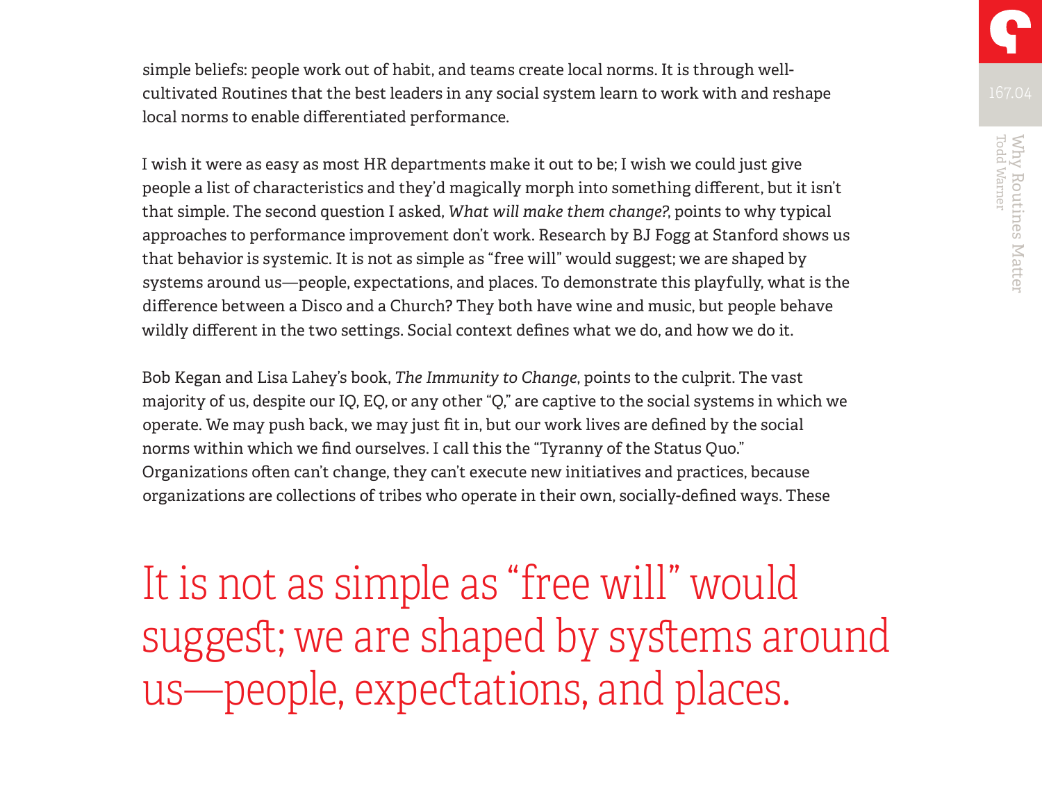simple beliefs: people work out of habit, and teams create local norms. It is through well-cultivated Routines that the best leaders in any social system learn to work with and reshape local norms to enable differentiated performance.

I wish it were as easy as most HR departments make it out to be; I wish we could just give people a list of characteristics and they'd magically morph into something different, but it isn't that simple. The second question I asked, *What will make them change?*, points to why typical approaches to performance improvement don't work. Research by BJ Fogg at Stanford shows us that behavior is systemic. It is not as simple as "free will" would suggest; we are shaped by systems around us—people, expectations, and places. To demonstrate this playfully, what is the difference between a Disco and a Church? They both have wine and music, but people behave wildly different in the two settings. Social context defines what we do, and how we do it.

Bob Kegan and Lisa Lahey's book, *The Immunity to Change*, points to the culprit. The vast majority of us, despite our IQ, EQ, or any other "Q," are captive to the social systems in which we operate. We may push back, we may just fit in, but our work lives are defined by the social norms within which we find ourselves. I call this the "Tyranny of the Status Quo." Organizations often can't change, they can't execute new initiatives and practices, because organizations are collections of tribes who operate in their own, socially-defined ways. These

> It is not as simple as "free will" would suggest; we are shaped by systems around us—people, expectations, and places.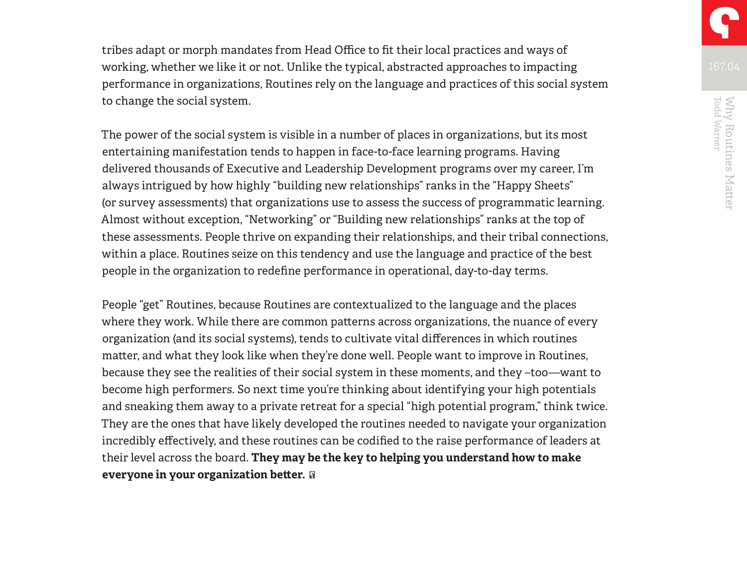tribes adapt or morph mandates from Head Office to fit their local practices and ways of working, whether we like it or not. Unlike the typical, abstracted approaches to impacting performance in organizations, Routines rely on the language and practices of this social system to change the social system.

The power of the social system is visible in a number of places in organizations, but its most entertaining manifestation tends to happen in face-to-face learning programs. Having delivered thousands of Executive and Leadership Development programs over my career, I'm always intrigued by how highly "building new relationships" ranks in the "Happy Sheets" (or survey assessments) that organizations use to assess the success of programmatic learning. Almost without exception, "Networking" or "Building new relationships" ranks at the top of these assessments. People thrive on expanding their relationships, and their tribal connections, within a place. Routines seize on this tendency and use the language and practice of the best people in the organization to redefine performance in operational, day-to-day terms.

People "get" Routines, because Routines are contextualized to the language and the places where they work. While there are common patterns across organizations, the nuance of every organization (and its social systems), tends to cultivate vital differences in which routines matter, and what they look like when they're done well. People want to improve in Routines, because they see the realities of their social system in these moments, and they –too—want to become high performers. So next time you're thinking about identifying your high potentials and sneaking them away to a private retreat for a special "high potential program," think twice. They are the ones that have likely developed the routines needed to navigate your organization incredibly effectively, and these routines can be codified to the raise performance of leaders at their level across the board. **They may be the key to helping you understand how to make everyone in your organization better.**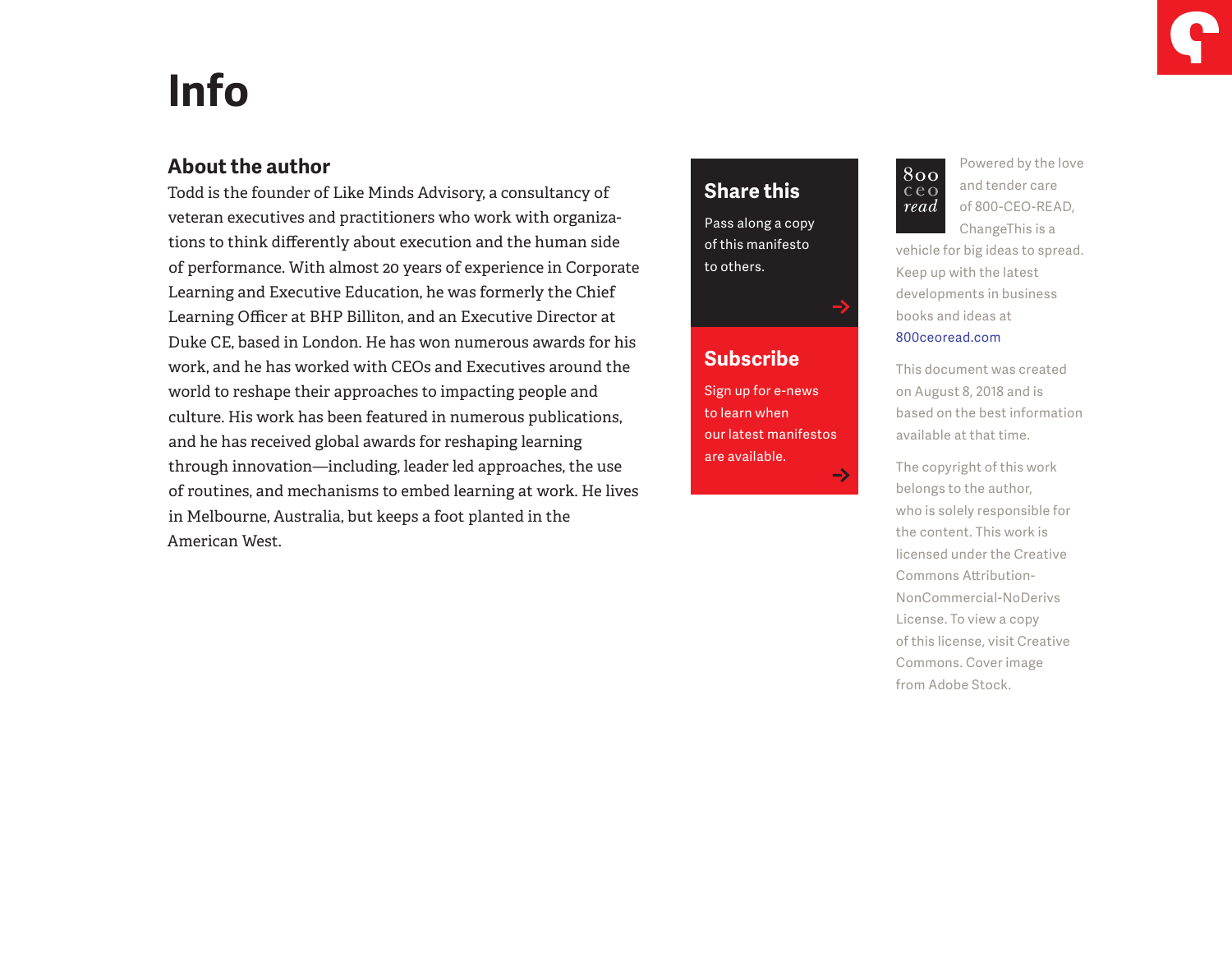# Info

## About the author

Todd is the founder of Like Minds Advisory, a consultancy of veteran executives and practitioners who work with organizations to think differently about execution and the human side of performance. With almost 20 years of experience in Corporate Learning and Executive Education, he was formerly the Chief Learning Officer at BHP Billiton, and an Executive Director at Duke CE, based in London. He has won numerous awards for his work, and he has worked with CEOs and Executives around the world to reshape their approaches to impacting people and culture. His work has been featured in numerous publications, and he has received global awards for reshaping learning through innovation—including, leader led approaches, the use of routines, and mechanisms to embed learning at work. He lives in Melbourne, Australia, but keeps a foot planted in the American West.

## Share this

Pass along a copy of this manifesto to others.

## Subscribe

Sign up for e-news to learn when our latest manifestos are available.

800 ceo read

Powered by the love and tender care of 800-CEO-READ, ChangeThis is a vehicle for big ideas to spread. Keep up with the latest developments in business books and ideas at 800ceoread.com

This document was created on August 8, 2018 and is based on the best information available at that time.

The copyright of this work belongs to the author, who is solely responsible for the content. This work is licensed under the Creative Commons Attribution-NonCommercial-NoDerivs License. To view a copy of this license, visit Creative Commons. Cover image from Adobe Stock.